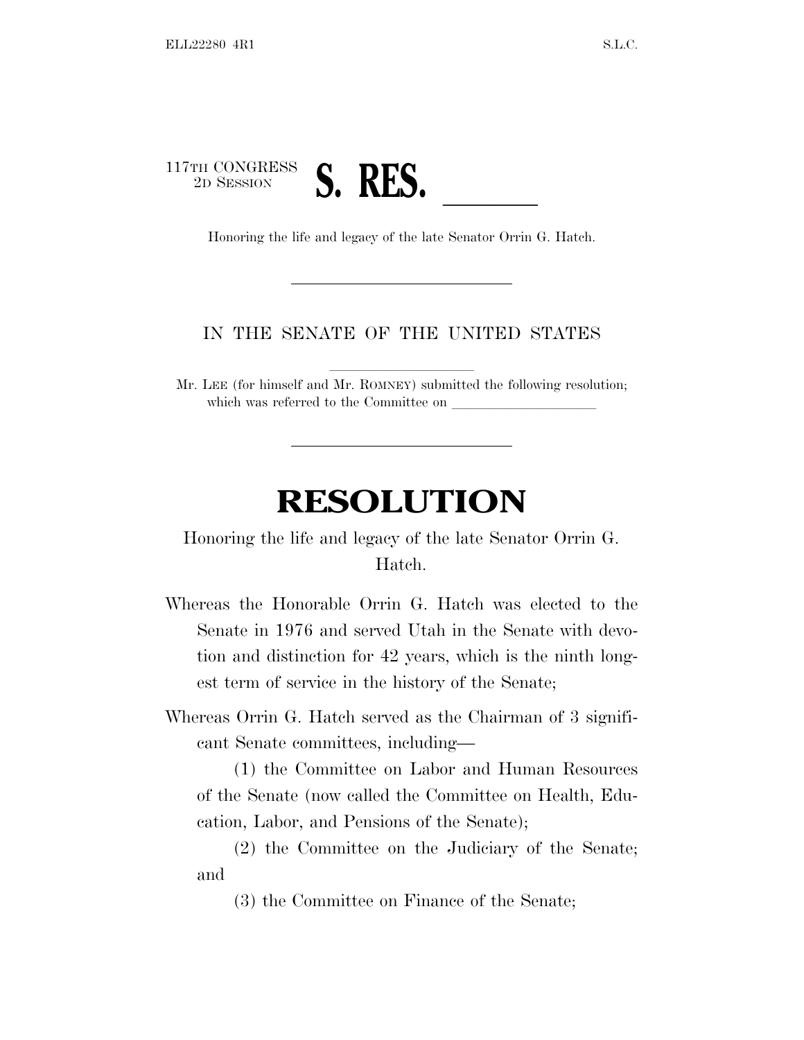117TH CONGRESS
2D SESSION

# S. RES. \_\_\_\_\_\_

Honoring the life and legacy of the late Senator Orrin G. Hatch.

IN THE SENATE OF THE UNITED STATES

Mr. LEE (for himself and Mr. ROMNEY) submitted the following resolution; which was referred to the Committee on \_\_\_\_\_\_\_\_\_\_\_\_\_\_\_\_\_\_\_\_

# RESOLUTION

Honoring the life and legacy of the late Senator Orrin G. Hatch.

Whereas the Honorable Orrin G. Hatch was elected to the Senate in 1976 and served Utah in the Senate with devotion and distinction for 42 years, which is the ninth longest term of service in the history of the Senate;

Whereas Orrin G. Hatch served as the Chairman of 3 significant Senate committees, including—

(1) the Committee on Labor and Human Resources of the Senate (now called the Committee on Health, Education, Labor, and Pensions of the Senate);

(2) the Committee on the Judiciary of the Senate; and

(3) the Committee on Finance of the Senate;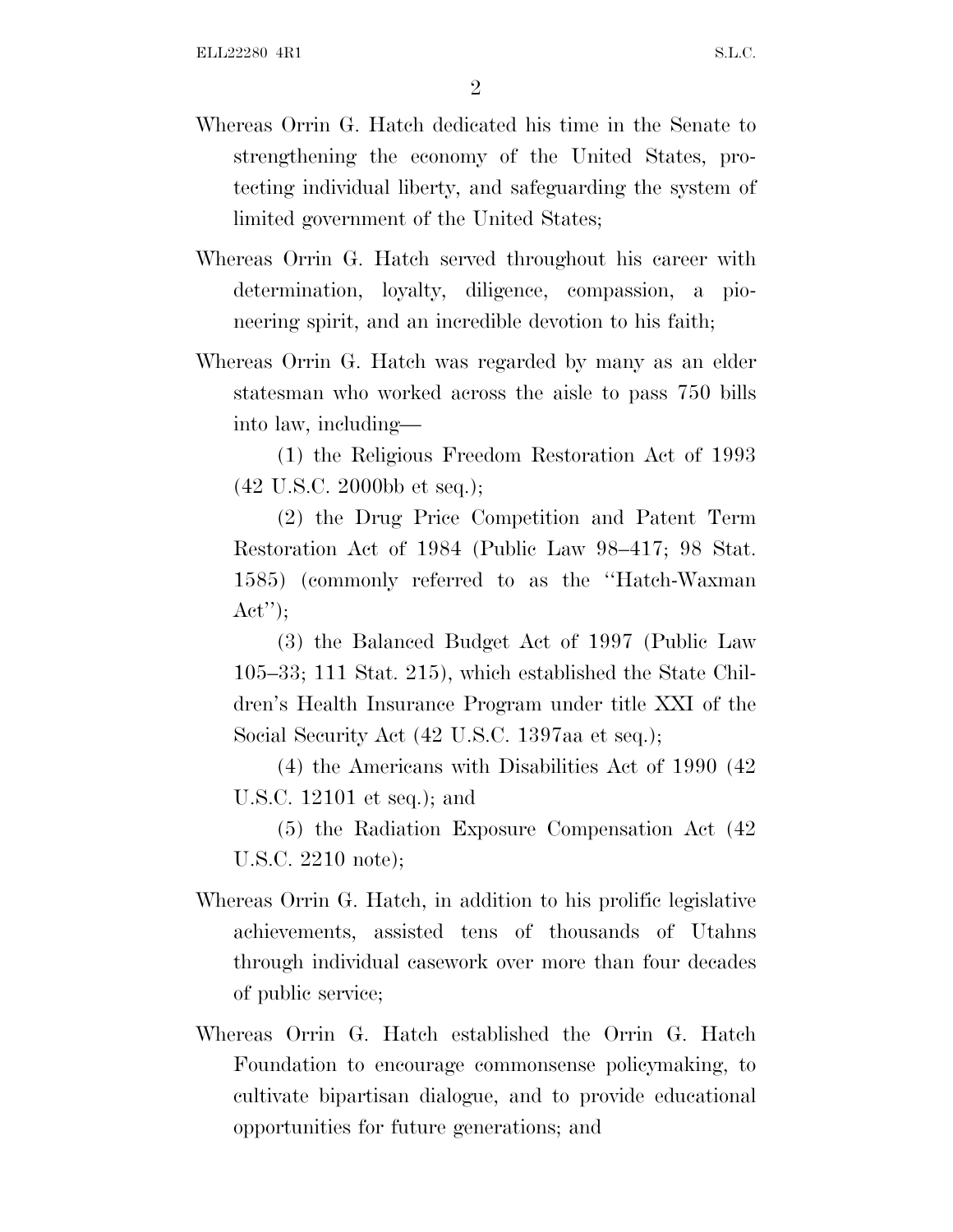Whereas Orrin G. Hatch dedicated his time in the Senate to strengthening the economy of the United States, protecting individual liberty, and safeguarding the system of limited government of the United States;

Whereas Orrin G. Hatch served throughout his career with determination, loyalty, diligence, compassion, a pioneering spirit, and an incredible devotion to his faith;

Whereas Orrin G. Hatch was regarded by many as an elder statesman who worked across the aisle to pass 750 bills into law, including—

(1) the Religious Freedom Restoration Act of 1993 (42 U.S.C. 2000bb et seq.);

(2) the Drug Price Competition and Patent Term Restoration Act of 1984 (Public Law 98–417; 98 Stat. 1585) (commonly referred to as the ''Hatch-Waxman Act'');

(3) the Balanced Budget Act of 1997 (Public Law 105–33; 111 Stat. 215), which established the State Children's Health Insurance Program under title XXI of the Social Security Act (42 U.S.C. 1397aa et seq.);

(4) the Americans with Disabilities Act of 1990 (42 U.S.C. 12101 et seq.); and

(5) the Radiation Exposure Compensation Act (42 U.S.C. 2210 note);

Whereas Orrin G. Hatch, in addition to his prolific legislative achievements, assisted tens of thousands of Utahns through individual casework over more than four decades of public service;

Whereas Orrin G. Hatch established the Orrin G. Hatch Foundation to encourage commonsense policymaking, to cultivate bipartisan dialogue, and to provide educational opportunities for future generations; and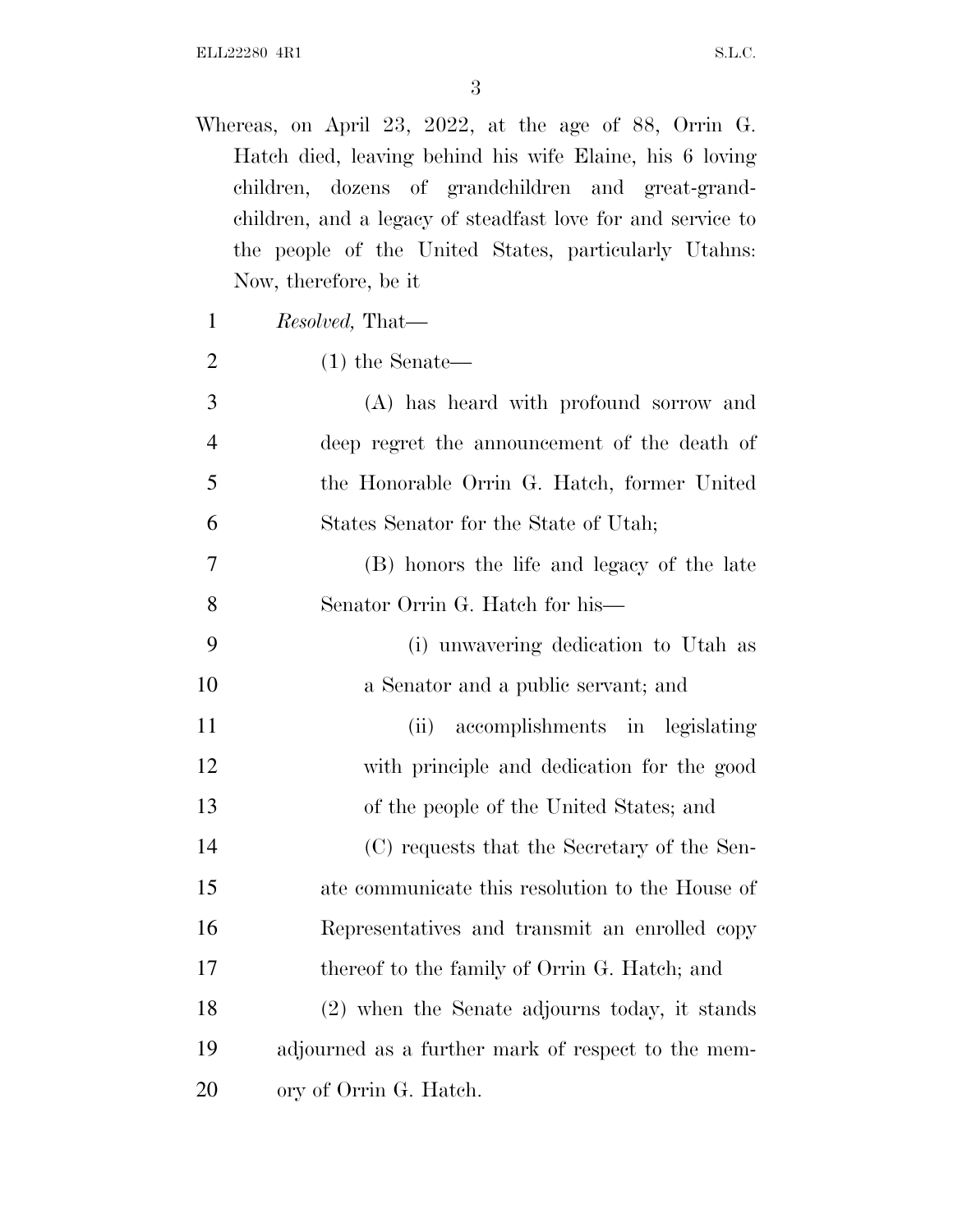Whereas, on April 23, 2022, at the age of 88, Orrin G. Hatch died, leaving behind his wife Elaine, his 6 loving children, dozens of grandchildren and great-grandchildren, and a legacy of steadfast love for and service to the people of the United States, particularly Utahns: Now, therefore, be it

*Resolved,* That—

(1) the Senate—

(A) has heard with profound sorrow and deep regret the announcement of the death of the Honorable Orrin G. Hatch, former United States Senator for the State of Utah;

(B) honors the life and legacy of the late Senator Orrin G. Hatch for his—

(i) unwavering dedication to Utah as a Senator and a public servant; and

(ii) accomplishments in legislating with principle and dedication for the good of the people of the United States; and

(C) requests that the Secretary of the Senate communicate this resolution to the House of Representatives and transmit an enrolled copy thereof to the family of Orrin G. Hatch; and

(2) when the Senate adjourns today, it stands adjourned as a further mark of respect to the memory of Orrin G. Hatch.